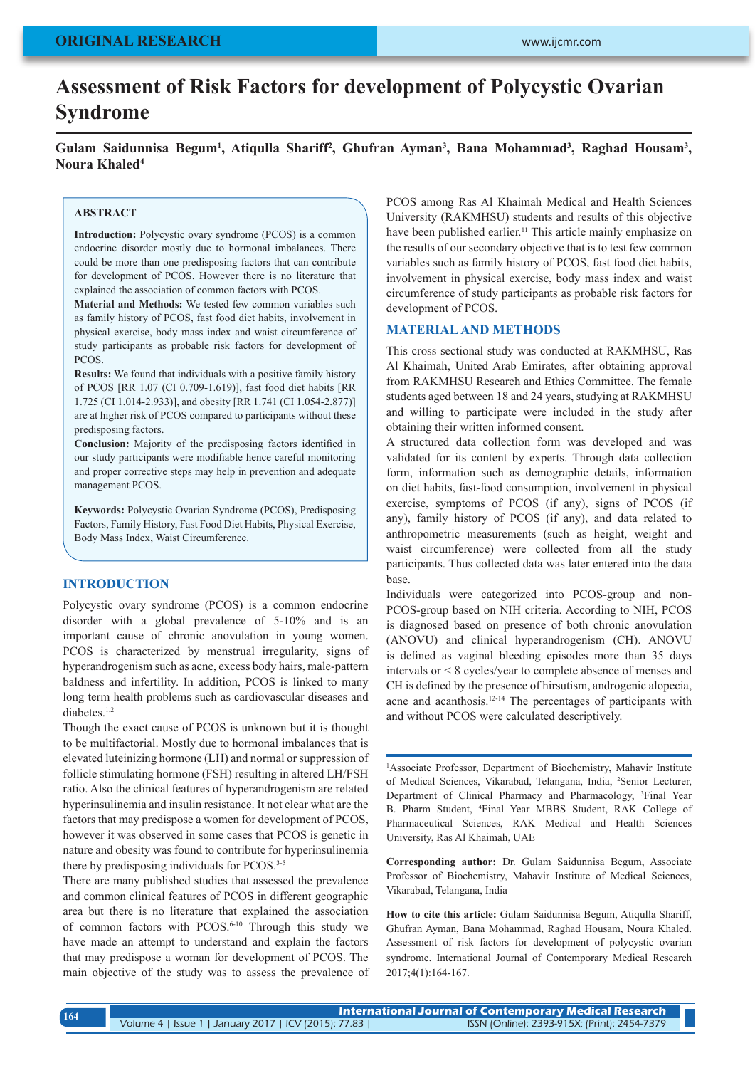ORIGINAL RESEARCH

# Assessment of Risk Factors for development of Polycystic Ovarian Syndrome

**Gulam Saidunnisa Begum[1], Atiqulla Shariff[2], Ghufran Ayman[3], Bana Mohammad[3], Raghad Housam[3], Noura Khaled[4]**

## ABSTRACT

**Introduction:** Polycystic ovary syndrome (PCOS) is a common endocrine disorder mostly due to hormonal imbalances. There could be more than one predisposing factors that can contribute for development of PCOS. However there is no literature that explained the association of common factors with PCOS.

**Material and Methods:** We tested few common variables such as family history of PCOS, fast food diet habits, involvement in physical exercise, body mass index and waist circumference of study participants as probable risk factors for development of PCOS.

**Results:** We found that individuals with a positive family history of PCOS [RR 1.07 (CI 0.709-1.619)], fast food diet habits [RR 1.725 (CI 1.014-2.933)], and obesity [RR 1.741 (CI 1.054-2.877)] are at higher risk of PCOS compared to participants without these predisposing factors.

**Conclusion:** Majority of the predisposing factors identified in our study participants were modifiable hence careful monitoring and proper corrective steps may help in prevention and adequate management PCOS.

**Keywords:** Polycystic Ovarian Syndrome (PCOS), Predisposing Factors, Family History, Fast Food Diet Habits, Physical Exercise, Body Mass Index, Waist Circumference.

## INTRODUCTION

Polycystic ovary syndrome (PCOS) is a common endocrine disorder with a global prevalence of 5-10% and is an important cause of chronic anovulation in young women. PCOS is characterized by menstrual irregularity, signs of hyperandrogenism such as acne, excess body hairs, male-pattern baldness and infertility. In addition, PCOS is linked to many long term health problems such as cardiovascular diseases and diabetes.[1,2]

Though the exact cause of PCOS is unknown but it is thought to be multifactorial. Mostly due to hormonal imbalances that is elevated luteinizing hormone (LH) and normal or suppression of follicle stimulating hormone (FSH) resulting in altered LH/FSH ratio. Also the clinical features of hyperandrogenism are related hyperinsulinemia and insulin resistance. It not clear what are the factors that may predispose a women for development of PCOS, however it was observed in some cases that PCOS is genetic in nature and obesity was found to contribute for hyperinsulinemia there by predisposing individuals for PCOS.[3-5]

There are many published studies that assessed the prevalence and common clinical features of PCOS in different geographic area but there is no literature that explained the association of common factors with PCOS.[6-10] Through this study we have made an attempt to understand and explain the factors that may predispose a woman for development of PCOS. The main objective of the study was to assess the prevalence of PCOS among Ras Al Khaimah Medical and Health Sciences University (RAKMHSU) students and results of this objective have been published earlier.[11] This article mainly emphasize on the results of our secondary objective that is to test few common variables such as family history of PCOS, fast food diet habits, involvement in physical exercise, body mass index and waist circumference of study participants as probable risk factors for development of PCOS.

## MATERIAL AND METHODS

This cross sectional study was conducted at RAKMHSU, Ras Al Khaimah, United Arab Emirates, after obtaining approval from RAKMHSU Research and Ethics Committee. The female students aged between 18 and 24 years, studying at RAKMHSU and willing to participate were included in the study after obtaining their written informed consent.

A structured data collection form was developed and was validated for its content by experts. Through data collection form, information such as demographic details, information on diet habits, fast-food consumption, involvement in physical exercise, symptoms of PCOS (if any), signs of PCOS (if any), family history of PCOS (if any), and data related to anthropometric measurements (such as height, weight and waist circumference) were collected from all the study participants. Thus collected data was later entered into the data base.

Individuals were categorized into PCOS-group and non-PCOS-group based on NIH criteria. According to NIH, PCOS is diagnosed based on presence of both chronic anovulation (ANOVU) and clinical hyperandrogenism (CH). ANOVU is defined as vaginal bleeding episodes more than 35 days intervals or < 8 cycles/year to complete absence of menses and CH is defined by the presence of hirsutism, androgenic alopecia, acne and acanthosis.[12-14] The percentages of participants with and without PCOS were calculated descriptively.

---

[1]Associate Professor, Department of Biochemistry, Mahavir Institute of Medical Sciences, Vikarabad, Telangana, India, [2]Senior Lecturer, Department of Clinical Pharmacy and Pharmacology, [3]Final Year B. Pharm Student, [4]Final Year MBBS Student, RAK College of Pharmaceutical Sciences, RAK Medical and Health Sciences University, Ras Al Khaimah, UAE

**Corresponding author:** Dr. Gulam Saidunnisa Begum, Associate Professor of Biochemistry, Mahavir Institute of Medical Sciences, Vikarabad, Telangana, India

**How to cite this article:** Gulam Saidunnisa Begum, Atiqulla Shariff, Ghufran Ayman, Bana Mohammad, Raghad Housam, Noura Khaled. Assessment of risk factors for development of polycystic ovarian syndrome. International Journal of Contemporary Medical Research 2017;4(1):164-167.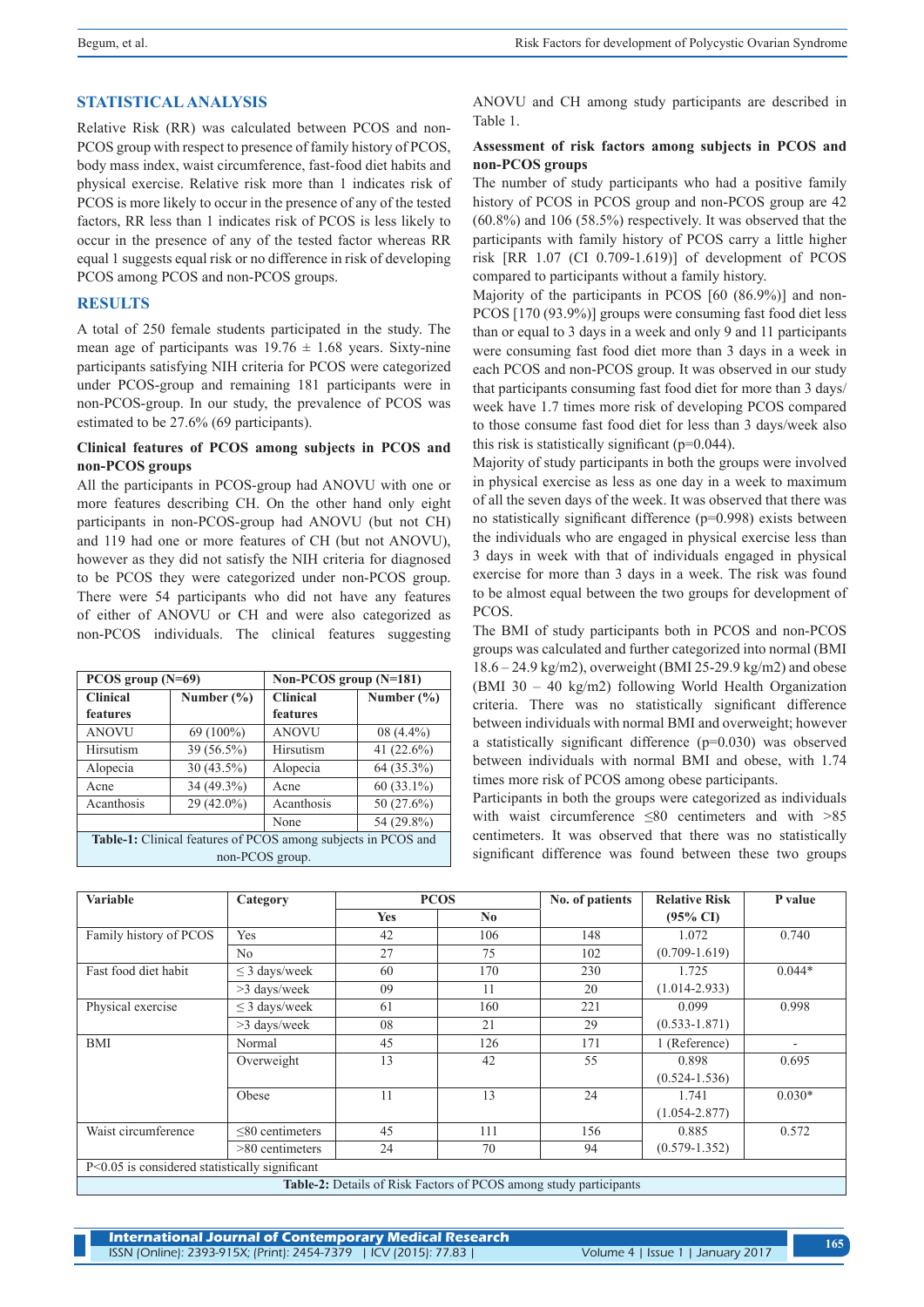## STATISTICAL ANALYSIS

Relative Risk (RR) was calculated between PCOS and non-PCOS group with respect to presence of family history of PCOS, body mass index, waist circumference, fast-food diet habits and physical exercise. Relative risk more than 1 indicates risk of PCOS is more likely to occur in the presence of any of the tested factors, RR less than 1 indicates risk of PCOS is less likely to occur in the presence of any of the tested factor whereas RR equal 1 suggests equal risk or no difference in risk of developing PCOS among PCOS and non-PCOS groups.

## RESULTS

A total of 250 female students participated in the study. The mean age of participants was 19.76 ± 1.68 years. Sixty-nine participants satisfying NIH criteria for PCOS were categorized under PCOS-group and remaining 181 participants were in non-PCOS-group. In our study, the prevalence of PCOS was estimated to be 27.6% (69 participants).

### Clinical features of PCOS among subjects in PCOS and non-PCOS groups

All the participants in PCOS-group had ANOVU with one or more features describing CH. On the other hand only eight participants in non-PCOS-group had ANOVU (but not CH) and 119 had one or more features of CH (but not ANOVU), however as they did not satisfy the NIH criteria for diagnosed to be PCOS they were categorized under non-PCOS group. There were 54 participants who did not have any features of either of ANOVU or CH and were also categorized as non-PCOS individuals. The clinical features suggesting ANOVU and CH among study participants are described in Table 1.

| PCOS group (N=69) | | Non-PCOS group (N=181) | |
|---|---|---|---|
| **Clinical features** | **Number (%)** | **Clinical features** | **Number (%)** |
| ANOVU | 69 (100%) | ANOVU | 08 (4.4%) |
| Hirsutism | 39 (56.5%) | Hirsutism | 41 (22.6%) |
| Alopecia | 30 (43.5%) | Alopecia | 64 (35.3%) |
| Acne | 34 (49.3%) | Acne | 60 (33.1%) |
| Acanthosis | 29 (42.0%) | Acanthosis | 50 (27.6%) |
| | | None | 54 (29.8%) |

**Table-1:** Clinical features of PCOS among subjects in PCOS and non-PCOS group.

### Assessment of risk factors among subjects in PCOS and non-PCOS groups

The number of study participants who had a positive family history of PCOS in PCOS group and non-PCOS group are 42 (60.8%) and 106 (58.5%) respectively. It was observed that the participants with family history of PCOS carry a little higher risk [RR 1.07 (CI 0.709-1.619)] of development of PCOS compared to participants without a family history.

Majority of the participants in PCOS [60 (86.9%)] and non-PCOS [170 (93.9%)] groups were consuming fast food diet less than or equal to 3 days in a week and only 9 and 11 participants were consuming fast food diet more than 3 days in a week in each PCOS and non-PCOS group. It was observed in our study that participants consuming fast food diet for more than 3 days/week have 1.7 times more risk of developing PCOS compared to those consume fast food diet for less than 3 days/week also this risk is statistically significant (p=0.044).

Majority of study participants in both the groups were involved in physical exercise as less as one day in a week to maximum of all the seven days of the week. It was observed that there was no statistically significant difference (p=0.998) exists between the individuals who are engaged in physical exercise less than 3 days in week with that of individuals engaged in physical exercise for more than 3 days in a week. The risk was found to be almost equal between the two groups for development of PCOS.

The BMI of study participants both in PCOS and non-PCOS groups was calculated and further categorized into normal (BMI 18.6 – 24.9 kg/m2), overweight (BMI 25-29.9 kg/m2) and obese (BMI 30 – 40 kg/m2) following World Health Organization criteria. There was no statistically significant difference between individuals with normal BMI and overweight; however a statistically significant difference (p=0.030) was observed between individuals with normal BMI and obese, with 1.74 times more risk of PCOS among obese participants.

Participants in both the groups were categorized as individuals with waist circumference ≤80 centimeters and with >85 centimeters. It was observed that there was no statistically significant difference was found between these two groups

| Variable | Category | PCOS | | No. of patients | Relative Risk | P value |
|---|---|---|---|---|---|---|
| | | Yes | No | | (95% CI) | |
| Family history of PCOS | Yes | 42 | 106 | 148 | 1.072 | 0.740 |
| | No | 27 | 75 | 102 | (0.709-1.619) | |
| Fast food diet habit | ≤ 3 days/week | 60 | 170 | 230 | 1.725 | 0.044* |
| | >3 days/week | 09 | 11 | 20 | (1.014-2.933) | |
| Physical exercise | ≤ 3 days/week | 61 | 160 | 221 | 0.099 | 0.998 |
| | >3 days/week | 08 | 21 | 29 | (0.533-1.871) | |
| BMI | Normal | 45 | 126 | 171 | 1 (Reference) | - |
| | Overweight | 13 | 42 | 55 | 0.898 (0.524-1.536) | 0.695 |
| | Obese | 11 | 13 | 24 | 1.741 (1.054-2.877) | 0.030* |
| Waist circumference | ≤80 centimeters | 45 | 111 | 156 | 0.885 | 0.572 |
| | >80 centimeters | 24 | 70 | 94 | (0.579-1.352) | |

P<0.05 is considered statistically significant

**Table-2:** Details of Risk Factors of PCOS among study participants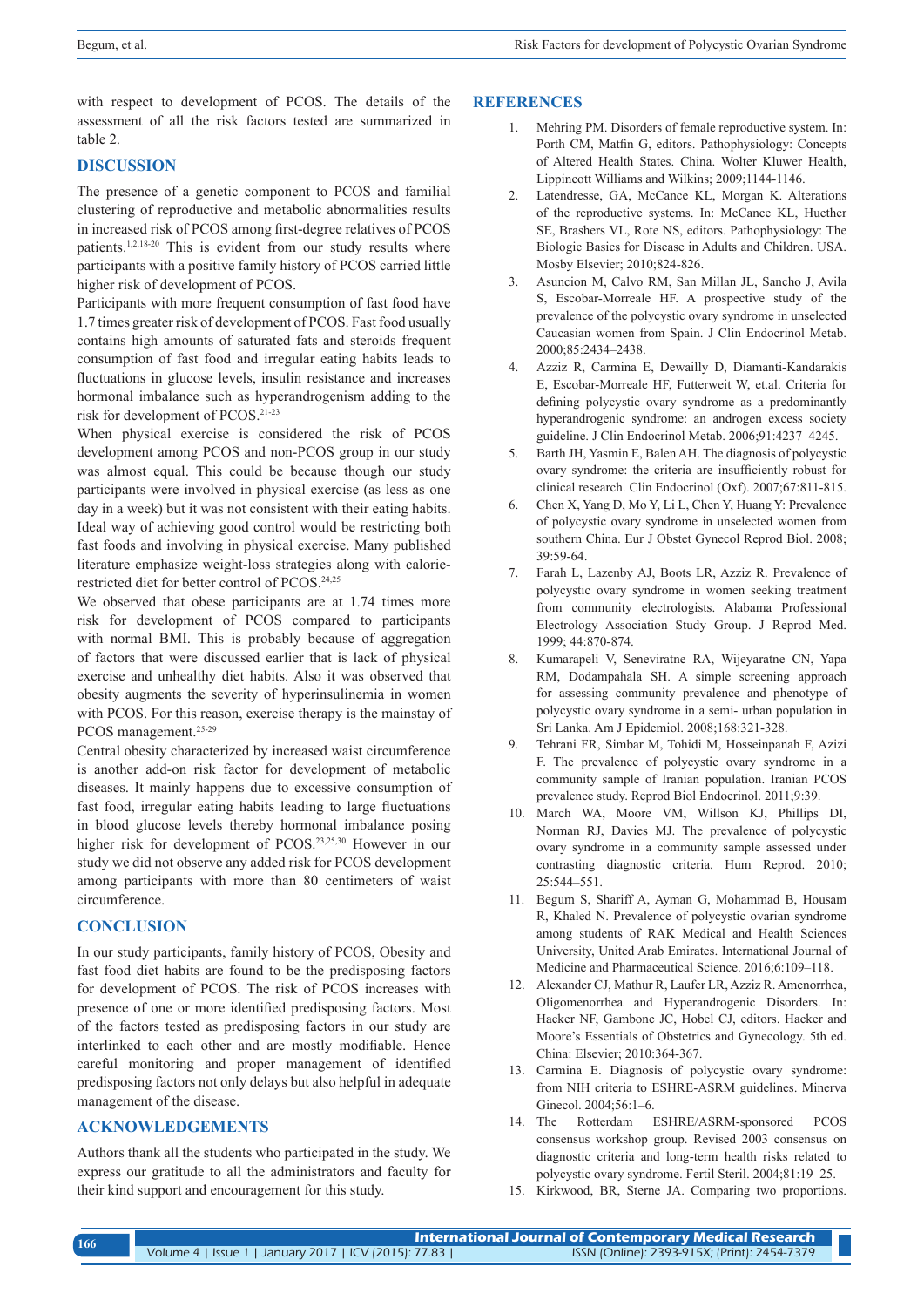with respect to development of PCOS. The details of the assessment of all the risk factors tested are summarized in table 2.

## DISCUSSION

The presence of a genetic component to PCOS and familial clustering of reproductive and metabolic abnormalities results in increased risk of PCOS among first-degree relatives of PCOS patients.[1,2,18-20] This is evident from our study results where participants with a positive family history of PCOS carried little higher risk of development of PCOS.

Participants with more frequent consumption of fast food have 1.7 times greater risk of development of PCOS. Fast food usually contains high amounts of saturated fats and steroids frequent consumption of fast food and irregular eating habits leads to fluctuations in glucose levels, insulin resistance and increases hormonal imbalance such as hyperandrogenism adding to the risk for development of PCOS.[21-23]

When physical exercise is considered the risk of PCOS development among PCOS and non-PCOS group in our study was almost equal. This could be because though our study participants were involved in physical exercise (as less as one day in a week) but it was not consistent with their eating habits. Ideal way of achieving good control would be restricting both fast foods and involving in physical exercise. Many published literature emphasize weight-loss strategies along with calorie-restricted diet for better control of PCOS.[24,25]

We observed that obese participants are at 1.74 times more risk for development of PCOS compared to participants with normal BMI. This is probably because of aggregation of factors that were discussed earlier that is lack of physical exercise and unhealthy diet habits. Also it was observed that obesity augments the severity of hyperinsulinemia in women with PCOS. For this reason, exercise therapy is the mainstay of PCOS management.[25-29]

Central obesity characterized by increased waist circumference is another add-on risk factor for development of metabolic diseases. It mainly happens due to excessive consumption of fast food, irregular eating habits leading to large fluctuations in blood glucose levels thereby hormonal imbalance posing higher risk for development of PCOS.[23,25,30] However in our study we did not observe any added risk for PCOS development among participants with more than 80 centimeters of waist circumference.

## CONCLUSION

In our study participants, family history of PCOS, Obesity and fast food diet habits are found to be the predisposing factors for development of PCOS. The risk of PCOS increases with presence of one or more identified predisposing factors. Most of the factors tested as predisposing factors in our study are interlinked to each other and are mostly modifiable. Hence careful monitoring and proper management of identified predisposing factors not only delays but also helpful in adequate management of the disease.

## ACKNOWLEDGEMENTS

Authors thank all the students who participated in the study. We express our gratitude to all the administrators and faculty for their kind support and encouragement for this study.

## REFERENCES

1. Mehring PM. Disorders of female reproductive system. In: Porth CM, Matfin G, editors. Pathophysiology: Concepts of Altered Health States. China. Wolter Kluwer Health, Lippincott Williams and Wilkins; 2009;1144-1146.
2. Latendresse, GA, McCance KL, Morgan K. Alterations of the reproductive systems. In: McCance KL, Huether SE, Brashers VL, Rote NS, editors. Pathophysiology: The Biologic Basics for Disease in Adults and Children. USA. Mosby Elsevier; 2010;824-826.
3. Asuncion M, Calvo RM, San Millan JL, Sancho J, Avila S, Escobar-Morreale HF. A prospective study of the prevalence of the polycystic ovary syndrome in unselected Caucasian women from Spain. J Clin Endocrinol Metab. 2000;85:2434–2438.
4. Azziz R, Carmina E, Dewailly D, Diamanti-Kandarakis E, Escobar-Morreale HF, Futterweit W, et.al. Criteria for defining polycystic ovary syndrome as a predominantly hyperandrogenic syndrome: an androgen excess society guideline. J Clin Endocrinol Metab. 2006;91:4237–4245.
5. Barth JH, Yasmin E, Balen AH. The diagnosis of polycystic ovary syndrome: the criteria are insufficiently robust for clinical research. Clin Endocrinol (Oxf). 2007;67:811-815.
6. Chen X, Yang D, Mo Y, Li L, Chen Y, Huang Y: Prevalence of polycystic ovary syndrome in unselected women from southern China. Eur J Obstet Gynecol Reprod Biol. 2008; 39:59-64.
7. Farah L, Lazenby AJ, Boots LR, Azziz R. Prevalence of polycystic ovary syndrome in women seeking treatment from community electrologists. Alabama Professional Electrology Association Study Group. J Reprod Med. 1999; 44:870-874.
8. Kumarapeli V, Seneviratne RA, Wijeyaratne CN, Yapa RM, Dodampahala SH. A simple screening approach for assessing community prevalence and phenotype of polycystic ovary syndrome in a semi- urban population in Sri Lanka. Am J Epidemiol. 2008;168:321-328.
9. Tehrani FR, Simbar M, Tohidi M, Hosseinpanah F, Azizi F. The prevalence of polycystic ovary syndrome in a community sample of Iranian population. Iranian PCOS prevalence study. Reprod Biol Endocrinol. 2011;9:39.
10. March WA, Moore VM, Willson KJ, Phillips DI, Norman RJ, Davies MJ. The prevalence of polycystic ovary syndrome in a community sample assessed under contrasting diagnostic criteria. Hum Reprod. 2010; 25:544–551.
11. Begum S, Shariff A, Ayman G, Mohammad B, Housam R, Khaled N. Prevalence of polycystic ovarian syndrome among students of RAK Medical and Health Sciences University, United Arab Emirates. International Journal of Medicine and Pharmaceutical Science. 2016;6:109–118.
12. Alexander CJ, Mathur R, Laufer LR, Azziz R. Amenorrhea, Oligomenorrhea and Hyperandrogenic Disorders. In: Hacker NF, Gambone JC, Hobel CJ, editors. Hacker and Moore's Essentials of Obstetrics and Gynecology. 5th ed. China: Elsevier; 2010:364-367.
13. Carmina E. Diagnosis of polycystic ovary syndrome: from NIH criteria to ESHRE-ASRM guidelines. Minerva Ginecol. 2004;56:1–6.
14. The Rotterdam ESHRE/ASRM-sponsored PCOS consensus workshop group. Revised 2003 consensus on diagnostic criteria and long-term health risks related to polycystic ovary syndrome. Fertil Steril. 2004;81:19–25.
15. Kirkwood, BR, Sterne JA. Comparing two proportions.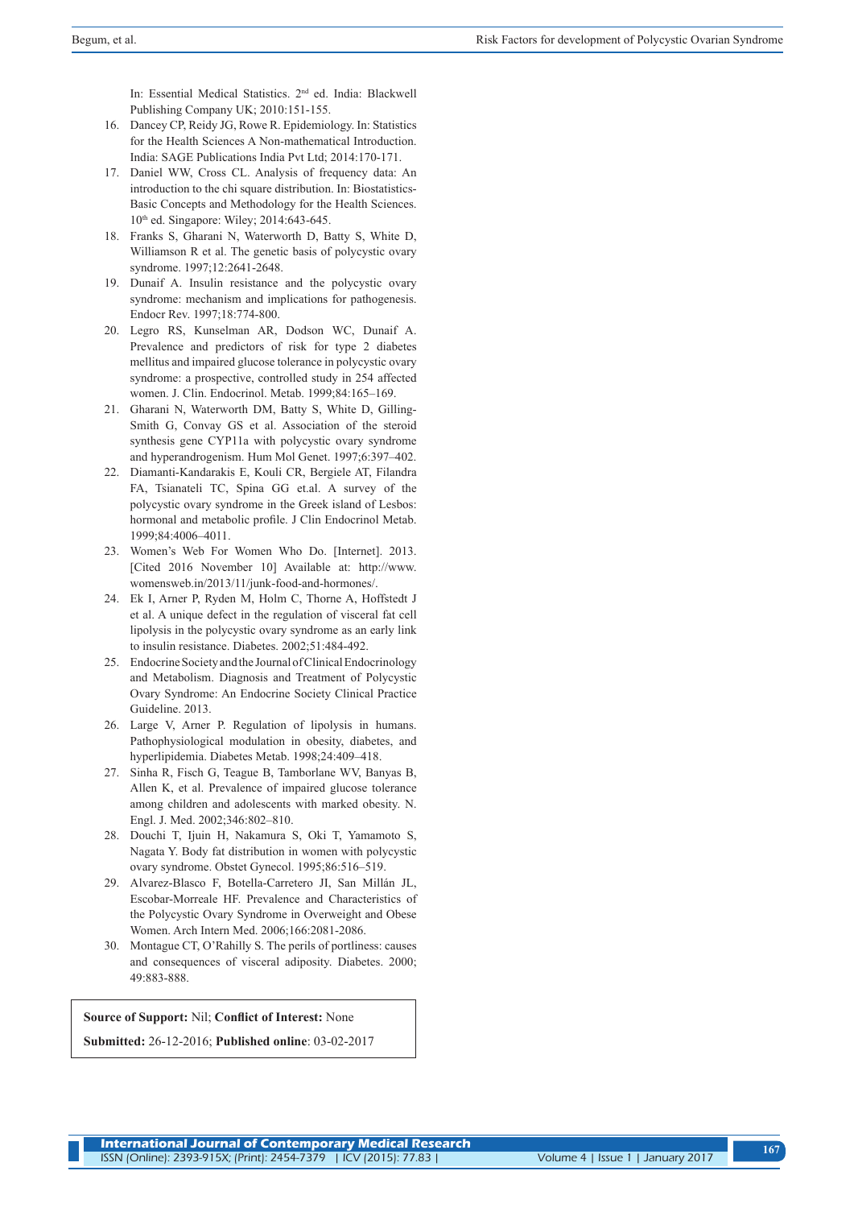In: Essential Medical Statistics. 2nd ed. India: Blackwell Publishing Company UK; 2010:151-155.

16. Dancey CP, Reidy JG, Rowe R. Epidemiology. In: Statistics for the Health Sciences A Non-mathematical Introduction. India: SAGE Publications India Pvt Ltd; 2014:170-171.
17. Daniel WW, Cross CL. Analysis of frequency data: An introduction to the chi square distribution. In: Biostatistics-Basic Concepts and Methodology for the Health Sciences. 10th ed. Singapore: Wiley; 2014:643-645.
18. Franks S, Gharani N, Waterworth D, Batty S, White D, Williamson R et al. The genetic basis of polycystic ovary syndrome. 1997;12:2641-2648.
19. Dunaif A. Insulin resistance and the polycystic ovary syndrome: mechanism and implications for pathogenesis. Endocr Rev. 1997;18:774-800.
20. Legro RS, Kunselman AR, Dodson WC, Dunaif A. Prevalence and predictors of risk for type 2 diabetes mellitus and impaired glucose tolerance in polycystic ovary syndrome: a prospective, controlled study in 254 affected women. J. Clin. Endocrinol. Metab. 1999;84:165–169.
21. Gharani N, Waterworth DM, Batty S, White D, Gilling-Smith G, Convay GS et al. Association of the steroid synthesis gene CYP11a with polycystic ovary syndrome and hyperandrogenism. Hum Mol Genet. 1997;6:397–402.
22. Diamanti-Kandarakis E, Kouli CR, Bergiele AT, Filandra FA, Tsianateli TC, Spina GG et.al. A survey of the polycystic ovary syndrome in the Greek island of Lesbos: hormonal and metabolic profile. J Clin Endocrinol Metab. 1999;84:4006–4011.
23. Women's Web For Women Who Do. [Internet]. 2013. [Cited 2016 November 10] Available at: http://www.womensweb.in/2013/11/junk-food-and-hormones/.
24. Ek I, Arner P, Ryden M, Holm C, Thorne A, Hoffstedt J et al. A unique defect in the regulation of visceral fat cell lipolysis in the polycystic ovary syndrome as an early link to insulin resistance. Diabetes. 2002;51:484-492.
25. Endocrine Society and the Journal of Clinical Endocrinology and Metabolism. Diagnosis and Treatment of Polycystic Ovary Syndrome: An Endocrine Society Clinical Practice Guideline. 2013.
26. Large V, Arner P. Regulation of lipolysis in humans. Pathophysiological modulation in obesity, diabetes, and hyperlipidemia. Diabetes Metab. 1998;24:409–418.
27. Sinha R, Fisch G, Teague B, Tamborlane WV, Banyas B, Allen K, et al. Prevalence of impaired glucose tolerance among children and adolescents with marked obesity. N. Engl. J. Med. 2002;346:802–810.
28. Douchi T, Ijuin H, Nakamura S, Oki T, Yamamoto S, Nagata Y. Body fat distribution in women with polycystic ovary syndrome. Obstet Gynecol. 1995;86:516–519.
29. Alvarez-Blasco F, Botella-Carretero JI, San Millán JL, Escobar-Morreale HF. Prevalence and Characteristics of the Polycystic Ovary Syndrome in Overweight and Obese Women. Arch Intern Med. 2006;166:2081-2086.
30. Montague CT, O'Rahilly S. The perils of portliness: causes and consequences of visceral adiposity. Diabetes. 2000; 49:883-888.

**Source of Support:** Nil; **Conflict of Interest:** None

**Submitted:** 26-12-2016; **Published online**: 03-02-2017